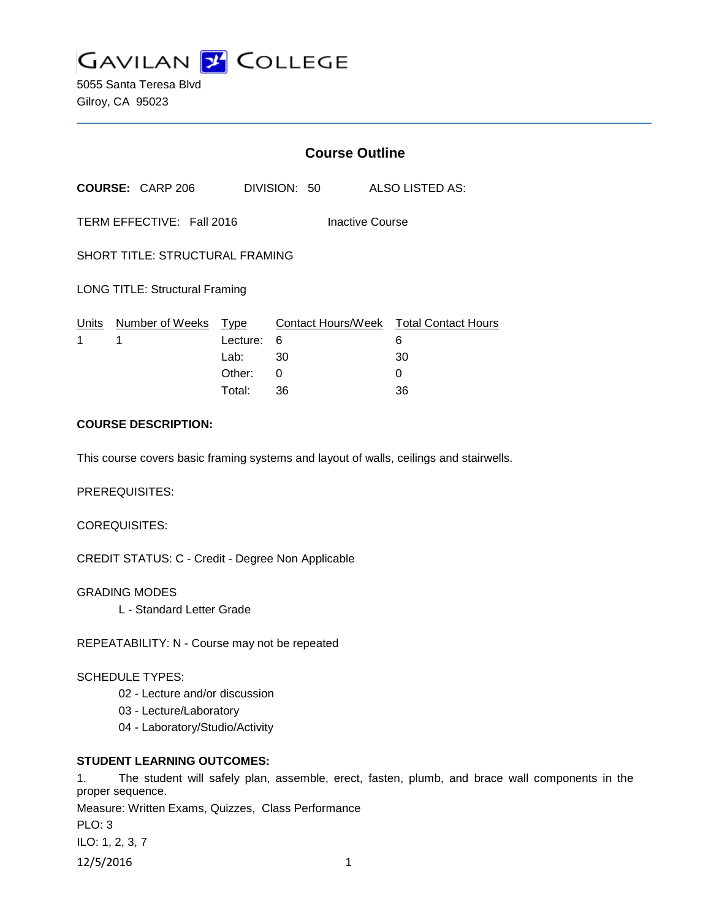# GAVILAN COLLEGE

5055 Santa Teresa Blvd
Gilroy, CA 95023

## Course Outline

**COURSE:** CARP 206 DIVISION: 50 ALSO LISTED AS:

TERM EFFECTIVE: Fall 2016 Inactive Course

SHORT TITLE: STRUCTURAL FRAMING

LONG TITLE: Structural Framing

| Units | Number of Weeks | Type | Contact Hours/Week | Total Contact Hours |
|---|---|---|---|---|
| 1 | 1 | Lecture: | 6 | 6 |
| | | Lab: | 30 | 30 |
| | | Other: | 0 | 0 |
| | | Total: | 36 | 36 |

**COURSE DESCRIPTION:**

This course covers basic framing systems and layout of walls, ceilings and stairwells.

PREREQUISITES:

COREQUISITES:

CREDIT STATUS: C - Credit - Degree Non Applicable

GRADING MODES

L - Standard Letter Grade

REPEATABILITY: N - Course may not be repeated

SCHEDULE TYPES:

02 - Lecture and/or discussion
03 - Lecture/Laboratory
04 - Laboratory/Studio/Activity

**STUDENT LEARNING OUTCOMES:**

1. The student will safely plan, assemble, erect, fasten, plumb, and brace wall components in the proper sequence.

Measure: Written Exams, Quizzes, Class Performance

PLO: 3

ILO: 1, 2, 3, 7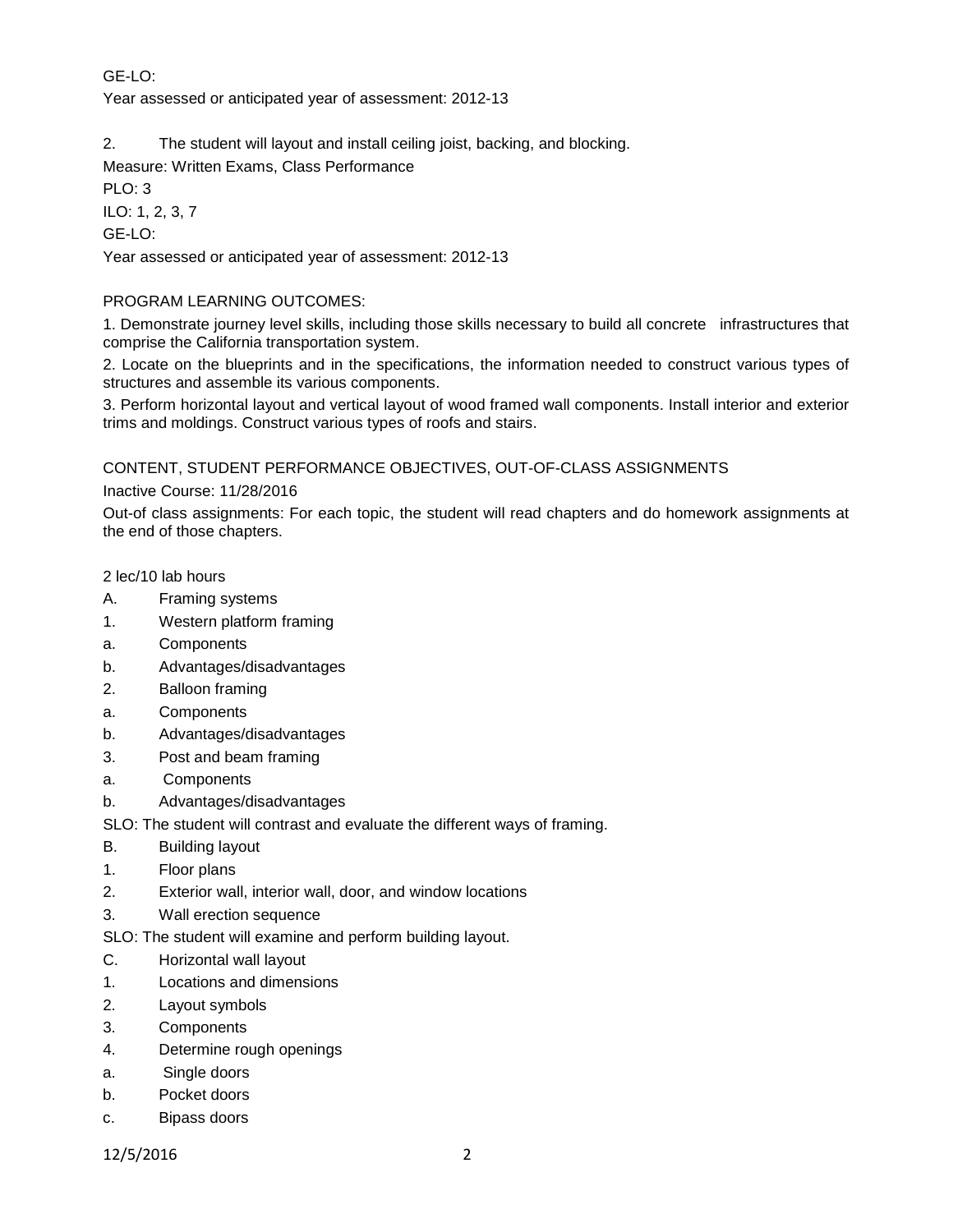GE-LO:

Year assessed or anticipated year of assessment: 2012-13

2. The student will layout and install ceiling joist, backing, and blocking.

Measure: Written Exams, Class Performance

PLO: 3

ILO: 1, 2, 3, 7

GE-LO:

Year assessed or anticipated year of assessment: 2012-13

PROGRAM LEARNING OUTCOMES:

1. Demonstrate journey level skills, including those skills necessary to build all concrete infrastructures that comprise the California transportation system.
2. Locate on the blueprints and in the specifications, the information needed to construct various types of structures and assemble its various components.
3. Perform horizontal layout and vertical layout of wood framed wall components. Install interior and exterior trims and moldings. Construct various types of roofs and stairs.

CONTENT, STUDENT PERFORMANCE OBJECTIVES, OUT-OF-CLASS ASSIGNMENTS

Inactive Course: 11/28/2016

Out-of class assignments: For each topic, the student will read chapters and do homework assignments at the end of those chapters.

2 lec/10 lab hours

A. Framing systems

1. Western platform framing

a. Components

b. Advantages/disadvantages

2. Balloon framing

a. Components

b. Advantages/disadvantages

3. Post and beam framing

a. Components

b. Advantages/disadvantages

SLO: The student will contrast and evaluate the different ways of framing.

B. Building layout

1. Floor plans

2. Exterior wall, interior wall, door, and window locations

3. Wall erection sequence

SLO: The student will examine and perform building layout.

C. Horizontal wall layout

1. Locations and dimensions

2. Layout symbols

3. Components

4. Determine rough openings

a. Single doors

b. Pocket doors

c. Bipass doors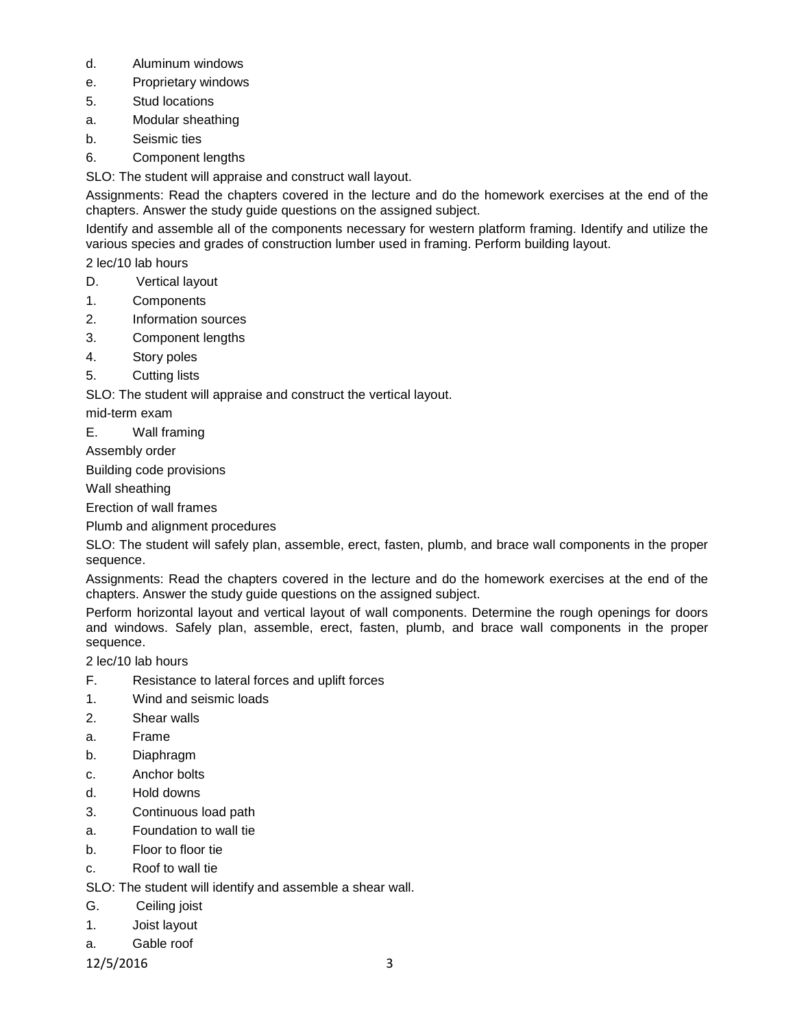d. Aluminum windows

e. Proprietary windows

5. Stud locations

a. Modular sheathing

b. Seismic ties

6. Component lengths

SLO: The student will appraise and construct wall layout.

Assignments: Read the chapters covered in the lecture and do the homework exercises at the end of the chapters. Answer the study guide questions on the assigned subject.

Identify and assemble all of the components necessary for western platform framing. Identify and utilize the various species and grades of construction lumber used in framing. Perform building layout.

2 lec/10 lab hours

D. Vertical layout

1. Components

2. Information sources

3. Component lengths

4. Story poles

5. Cutting lists

SLO: The student will appraise and construct the vertical layout.

mid-term exam

E. Wall framing

Assembly order

Building code provisions

Wall sheathing

Erection of wall frames

Plumb and alignment procedures

SLO: The student will safely plan, assemble, erect, fasten, plumb, and brace wall components in the proper sequence.

Assignments: Read the chapters covered in the lecture and do the homework exercises at the end of the chapters. Answer the study guide questions on the assigned subject.

Perform horizontal layout and vertical layout of wall components. Determine the rough openings for doors and windows. Safely plan, assemble, erect, fasten, plumb, and brace wall components in the proper sequence.

2 lec/10 lab hours

F. Resistance to lateral forces and uplift forces

1. Wind and seismic loads

2. Shear walls

a. Frame

b. Diaphragm

c. Anchor bolts

d. Hold downs

3. Continuous load path

a. Foundation to wall tie

b. Floor to floor tie

c. Roof to wall tie

SLO: The student will identify and assemble a shear wall.

G. Ceiling joist

1. Joist layout

a. Gable roof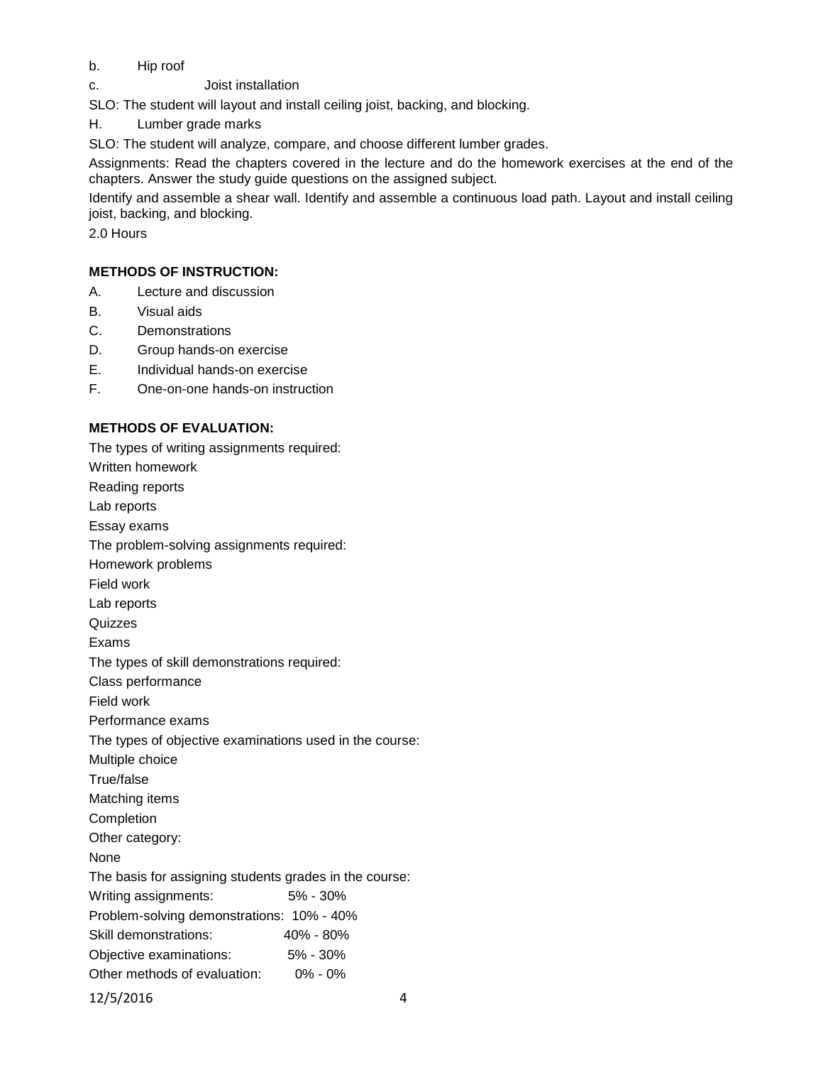b. Hip roof

c. Joist installation

SLO: The student will layout and install ceiling joist, backing, and blocking.

H. Lumber grade marks

SLO: The student will analyze, compare, and choose different lumber grades.

Assignments: Read the chapters covered in the lecture and do the homework exercises at the end of the chapters. Answer the study guide questions on the assigned subject.

Identify and assemble a shear wall. Identify and assemble a continuous load path. Layout and install ceiling joist, backing, and blocking.

2.0 Hours

**METHODS OF INSTRUCTION:**

A. Lecture and discussion
B. Visual aids
C. Demonstrations
D. Group hands-on exercise
E. Individual hands-on exercise
F. One-on-one hands-on instruction

**METHODS OF EVALUATION:**

The types of writing assignments required:
Written homework
Reading reports
Lab reports
Essay exams

The problem-solving assignments required:
Homework problems
Field work
Lab reports
Quizzes
Exams

The types of skill demonstrations required:
Class performance
Field work
Performance exams

The types of objective examinations used in the course:
Multiple choice
True/false
Matching items
Completion

Other category:
None

The basis for assigning students grades in the course:

| | |
|---|---|
| Writing assignments: | 5% - 30% |
| Problem-solving demonstrations: | 10% - 40% |
| Skill demonstrations: | 40% - 80% |
| Objective examinations: | 5% - 30% |
| Other methods of evaluation: | 0% - 0% |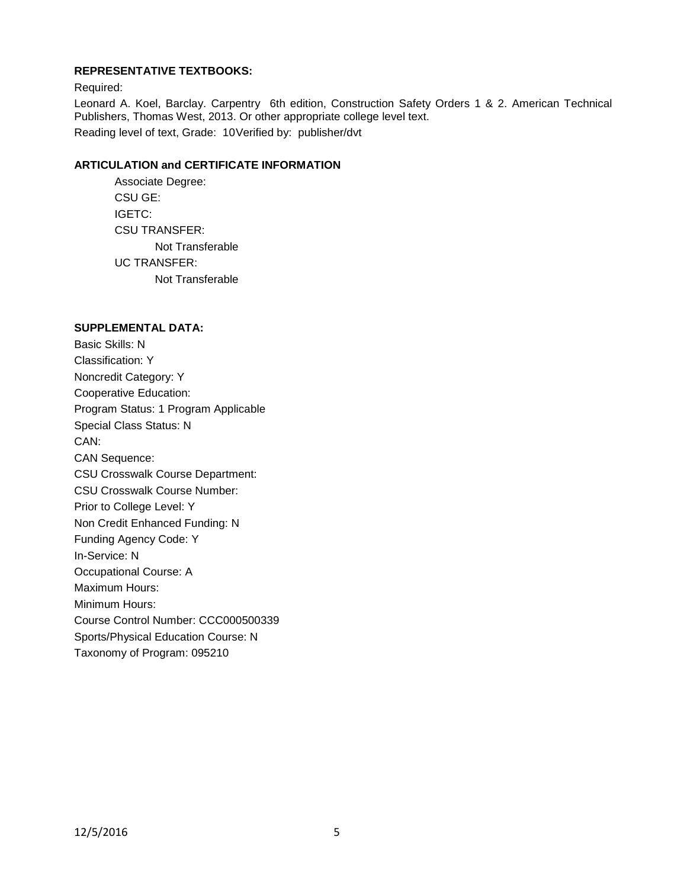**REPRESENTATIVE TEXTBOOKS:**

Required:

Leonard A. Koel, Barclay. Carpentry 6th edition, Construction Safety Orders 1 & 2. American Technical Publishers, Thomas West, 2013. Or other appropriate college level text.

Reading level of text, Grade: 10Verified by: publisher/dvt

**ARTICULATION and CERTIFICATE INFORMATION**

Associate Degree:
CSU GE:
IGETC:
CSU TRANSFER:
Not Transferable
UC TRANSFER:
Not Transferable

**SUPPLEMENTAL DATA:**

Basic Skills: N
Classification: Y
Noncredit Category: Y
Cooperative Education:
Program Status: 1 Program Applicable
Special Class Status: N
CAN:
CAN Sequence:
CSU Crosswalk Course Department:
CSU Crosswalk Course Number:
Prior to College Level: Y
Non Credit Enhanced Funding: N
Funding Agency Code: Y
In-Service: N
Occupational Course: A
Maximum Hours:
Minimum Hours:
Course Control Number: CCC000500339
Sports/Physical Education Course: N
Taxonomy of Program: 095210